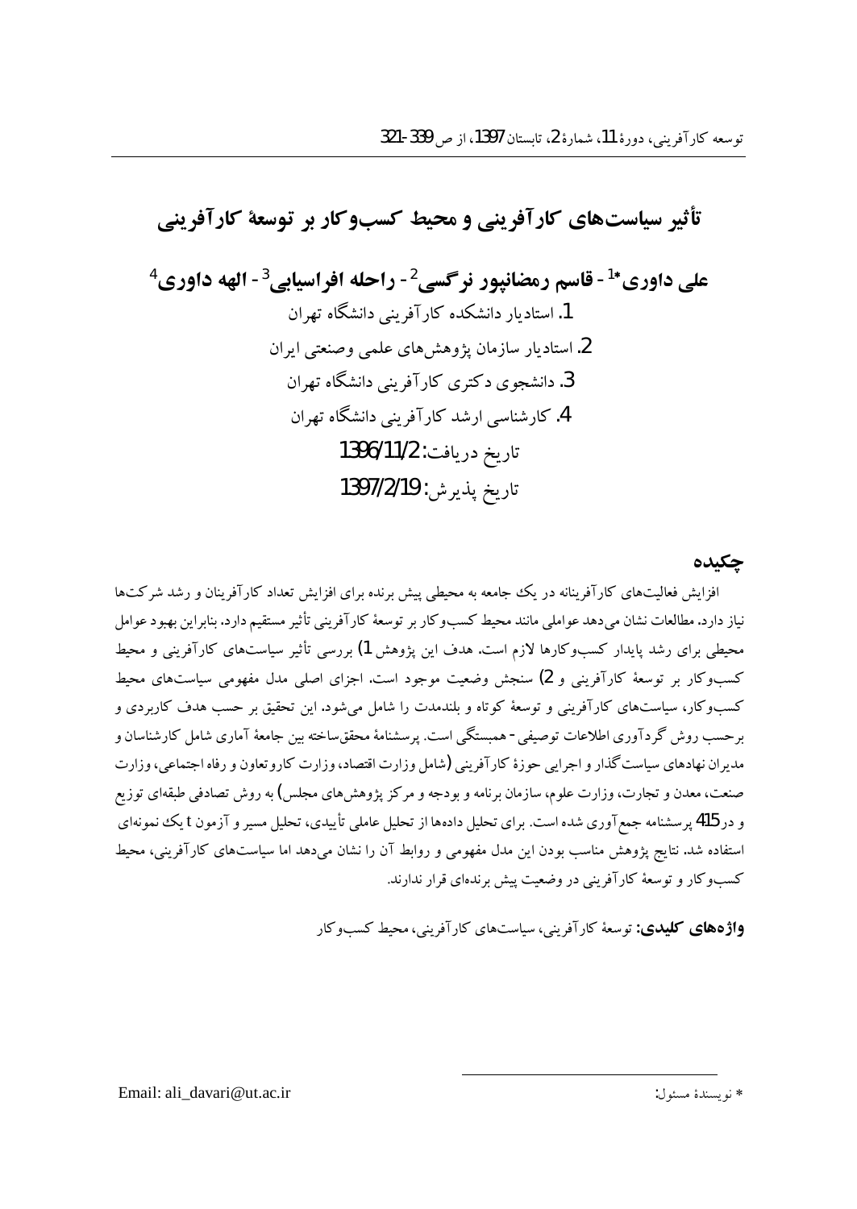# تأثیر سیاست‌های کارآفرینی و محیط کسب‌وکار بر توسعهٔ کارآفرینی

**علی داوری*[1] - قاسم رمضانپور نرگسی[2] - راحله افراسیابی[3] - الهه داوری[4]**

1. استادیار دانشکده کارآفرینی دانشگاه تهران
2. استادیار سازمان پژوهش‌های علمی وصنعتی ایران
3. دانشجوی دکتری کارآفرینی دانشگاه تهران
4. کارشناسی ارشد کارآفرینی دانشگاه تهران

تاریخ دریافت: 1396/11/2

تاریخ پذیرش: 1397/2/19

## چکیده

افزایش فعالیت‌های کارآفرینانه در یک جامعه به محیطی پیش برنده برای افزایش تعداد کارآفرینان و رشد شرکت‌ها نیاز دارد. مطالعات نشان می‌دهد عواملی مانند محیط کسب‌وکار بر توسعهٔ کارآفرینی تأثیر مستقیم دارد. بنابراین بهبود عوامل محیطی برای رشد پایدار کسب‌وکارها لازم است. هدف این پژوهش 1) بررسی تأثیر سیاست‌های کارآفرینی و محیط کسب‌وکار بر توسعهٔ کارآفرینی و 2) سنجش وضعیت موجود است. اجزای اصلی مدل مفهومی سیاست‌های محیط کسب‌وکار، سیاست‌های کارآفرینی و توسعهٔ کوتاه و بلندمدت را شامل می‌شود. این تحقیق بر حسب هدف کاربردی و برحسب روش گردآوری اطلاعات توصیفی- همبستگی است. پرسشنامهٔ محقق‌ساخته بین جامعهٔ آماری شامل کارشناسان و مدیران نهادهای سیاست‌گذار و اجرایی حوزهٔ کارآفرینی (شامل وزارت اقتصاد، وزارت کاروتعاون و رفاه اجتماعی، وزارت صنعت، معدن و تجارت، وزارت علوم، سازمان برنامه و بودجه و مرکز پژوهش‌های مجلس) به روش تصادفی طبقه‌ای توزیع و در 415 پرسشنامه جمع‌آوری شده است. برای تحلیل داده‌ها از تحلیل عاملی تأییدی، تحلیل مسیر و آزمون t یک نمونه‌ای استفاده شد. نتایج پژوهش مناسب بودن این مدل مفهومی و روابط آن را نشان می‌دهد اما سیاست‌های کارآفرینی، محیط کسب‌وکار و توسعهٔ کارآفرینی در وضعیت پیش برنده‌ای قرار ندارند.

**واژه‌های کلیدی:** توسعهٔ کارآفرینی، سیاست‌های کارآفرینی، محیط کسب‌وکار

* نویسندهٔ مسئول: Email: ali_davari@ut.ac.ir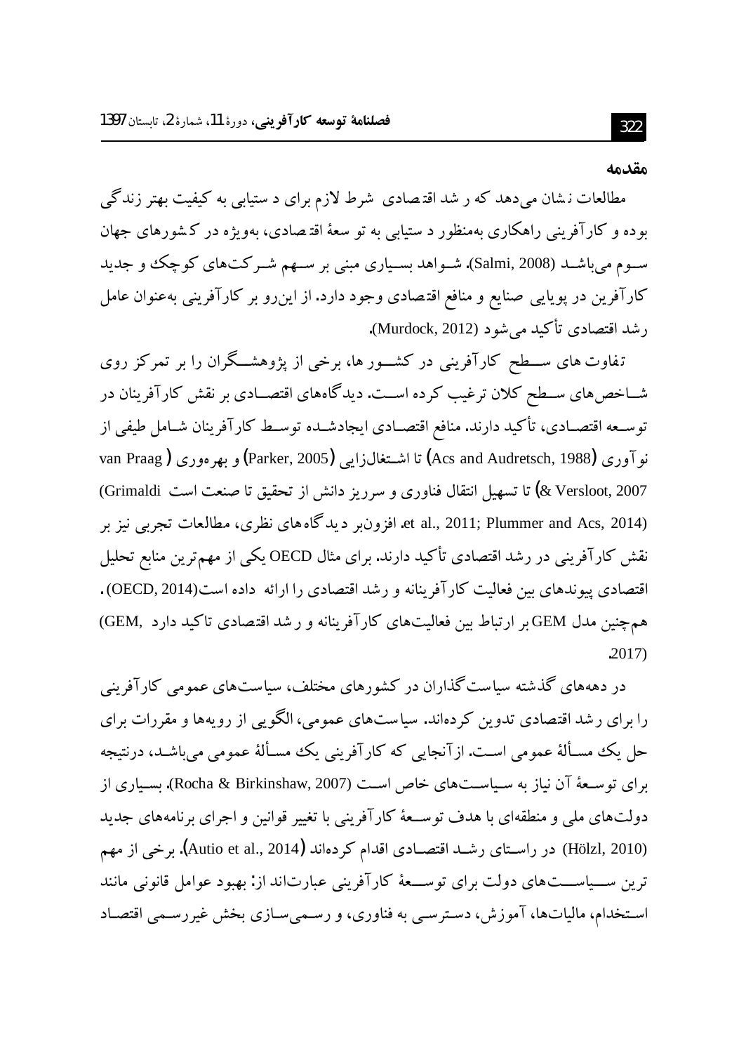## مقدمه

مطالعات نشان می‌دهد که رشد اقتصادی شرط لازم برای دستیابی به کیفیت بهتر زندگی بوده و کارآفرینی راهکاری به‌منظور دستیابی به توسعهٔ اقتصادی، به‌ویژه در کشورهای جهان سوم می‌باشد (Salmi, 2008). شواهد بسیاری مبنی بر سهم شرکت‌های کوچک و جدید کارآفرین در پویایی صنایع و منافع اقتصادی وجود دارد. از این‌رو بر کارآفرینی به‌عنوان عامل رشد اقتصادی تأکید می‌شود (Murdock, 2012).

تفاوت‌های سطح کارآفرینی در کشورها، برخی از پژوهشگران را بر تمرکز روی شاخص‌های سطح کلان ترغیب کرده است. دیدگاه‌های اقتصادی بر نقش کارآفرینان در توسعه اقتصادی، تأکید دارند. منافع اقتصادی ایجادشده توسط کارآفرینان شامل طیفی از نوآوری (Acs and Audretsch, 1988) تا اشتغال‌زایی (Parker, 2005) و بهره‌وری (van Praag & Versloot, 2007) تا تسهیل انتقال فناوری و سرریز دانش از تحقیق تا صنعت است (Grimaldi et al., 2011; Plummer and Acs, 2014). افزون‌بر دیدگاه‌های نظری، مطالعات تجربی نیز بر نقش کارآفرینی در رشد اقتصادی تأکید دارند. برای مثال OECD یکی از مهم‌ترین منابع تحلیل اقتصادی پیوندهای بین فعالیت کارآفرینانه و رشد اقتصادی را ارائه داده است(OECD, 2014). همچنین مدل GEM بر ارتباط بین فعالیت‌های کارآفرینانه و رشد اقتصادی تاکید دارد (GEM, 2017).

در دهه‌های گذشته سیاست‌گذاران در کشورهای مختلف، سیاست‌های عمومی کارآفرینی را برای رشد اقتصادی تدوین کرده‌اند. سیاست‌های عمومی، الگویی از رویه‌ها و مقررات برای حل یک مسألهٔ عمومی است. ازآنجایی که کارآفرینی یک مسألهٔ عمومی می‌باشد، درنتیجه برای توسعهٔ آن نیاز به سیاست‌های خاص است (Rocha & Birkinshaw, 2007). بسیاری از دولت‌های ملی و منطقه‌ای با هدف توسعهٔ کارآفرینی با تغییر قوانین و اجرای برنامه‌های جدید (Hölzl, 2010) در راستای رشد اقتصادی اقدام کرده‌اند (Autio et al., 2014). برخی از مهم ترین سیاست‌های دولت برای توسعهٔ کارآفرینی عبارت‌اند از: بهبود عوامل قانونی مانند استخدام، مالیات‌ها، آموزش، دسترسی به فناوری، و رسمی‌سازی بخش غیررسمی اقتصاد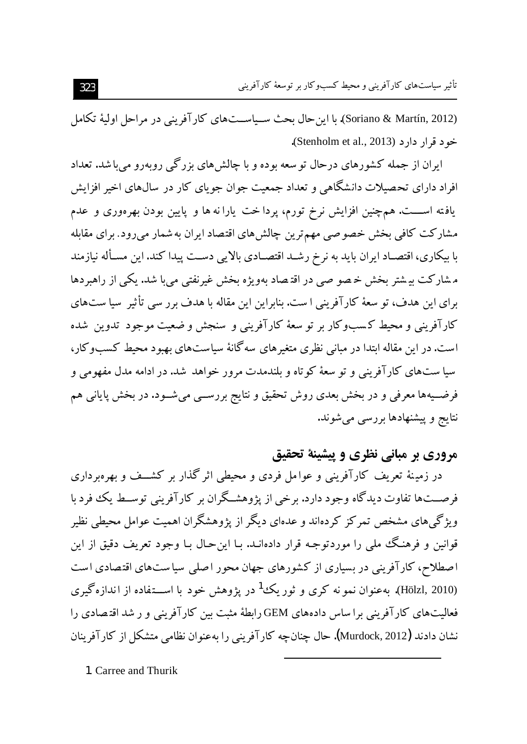(Soriano & Martín, 2012). با این‌حال بحث سیاست‌های کارآفرینی در مراحل اولیهٔ تکامل خود قرار دارد (Stenholm et al., 2013).

ایران از جمله کشورهای درحال توسعه بوده و با چالش‌های بزرگی روبه‌رو می‌باشد. تعداد افراد دارای تحصیلات دانشگاهی و تعداد جمعیت جوان جویای کار در سال‌های اخیر افزایش یافته است. همچنین افزایش نرخ تورم، پرداخت یارانه‌ها و پایین بودن بهره‌وری و عدم مشارکت کافی بخش خصوصی مهم‌ترین چالش‌های اقتصاد ایران به‌شمار می‌رود. برای مقابله با بیکاری، اقتصاد ایران باید به نرخ رشد اقتصادی بالایی دست پیدا کند. این مسأله نیازمند مشارکت بیشتر بخش خصوصی در اقتصاد به‌ویژه بخش غیرنفتی می‌باشد. یکی از راهبردها برای این هدف، توسعهٔ کارآفرینی است. بنابراین این مقاله با هدف بررسی تأثیر سیاست‌های کارآفرینی و محیط کسب‌وکار بر توسعهٔ کارآفرینی و سنجش وضعیت موجود تدوین شده است. در این مقاله ابتدا در مبانی نظری متغیرهای سه‌گانهٔ سیاست‌های بهبود محیط کسب‌وکار، سیاست‌های کارآفرینی و توسعهٔ کوتاه و بلندمدت مرور خواهد شد. در ادامه مدل مفهومی و فرضیه‌ها معرفی و در بخش بعدی روش تحقیق و نتایج بررسی می‌شود. در بخش پایانی هم نتایج و پیشنهادها بررسی می‌شوند.

## مروری بر مبانی نظری و پیشینهٔ تحقیق

در زمینهٔ تعریف کارآفرینی و عوامل فردی و محیطی اثرگذار بر کشف و بهره‌برداری فرصت‌ها تفاوت دیدگاه وجود دارد. برخی از پژوهشگران بر کارآفرینی توسط یک فرد با ویژگی‌های مشخص تمرکز کرده‌اند و عده‌ای دیگر از پژوهشگران اهمیت عوامل محیطی نظیر قوانین و فرهنگ ملی را موردتوجه قرار داده‌اند. با این‌حال با وجود تعریف دقیق از این اصطلاح، کارآفرینی در بسیاری از کشورهای جهان محور اصلی سیاست‌های اقتصادی است (Hölzl, 2010). به‌عنوان نمونه کری و ثوریک[1] در پژوهش خود با استفاده از اندازه‌گیری فعالیت‌های کارآفرینی براساس داده‌های GEM رابطهٔ مثبت بین کارآفرینی و رشد اقتصادی را نشان دادند (Murdock, 2012). حال چنانچه کارآفرینی را به‌عنوان نظامی متشکل از کارآفرینان

---

1 Carree and Thurik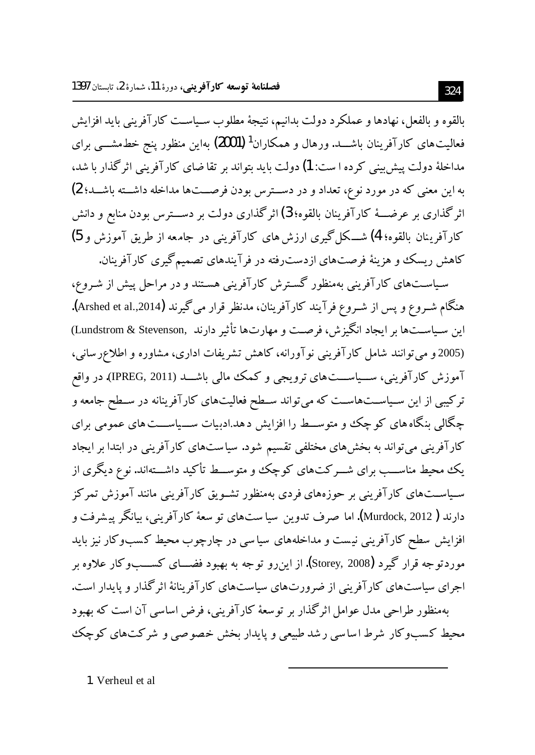بالقوه و بالفعل، نهادها و عملکرد دولت بدانیم، نتیجهٔ مطلوب سیاست کارآفرینی باید افزایش فعالیت‌های کارآفرینان باشد. ورهال و همکاران[1] (2001) به‌این منظور پنج خط‌مشی برای مداخلهٔ دولت پیش‌بینی کرده است: 1) دولت باید بتواند بر تقاضای کارآفرینی اثرگذار باشد، به این معنی که در مورد نوع، تعداد و در دسترس بودن فرصت‌ها مداخله داشته باشد؛ 2) اثرگذاری بر عرضهٔ کارآفرینان بالقوه؛ 3) اثرگذاری دولت بر دسترس بودن منابع و دانش کارآفرینان بالقوه؛ 4) شکل‌گیری ارزش‌های کارآفرینی در جامعه از طریق آموزش و 5) کاهش ریسک و هزینهٔ فرصت‌های ازدست‌رفته در فرآیندهای تصمیم‌گیری کارآفرینان.

سیاست‌های کارآفرینی به‌منظور گسترش کارآفرینی هستند و در مراحل پیش از شروع، هنگام شروع و پس از شروع فرآیند کارآفرینان، مدنظر قرار می‌گیرند (Arshed et al.,2014). این سیاست‌ها بر ایجاد انگیزش، فرصت و مهارت‌ها تأثیر دارند (Lundstrom & Stevenson, 2005) و می‌توانند شامل کارآفرینی نوآورانه، کاهش تشریفات اداری، مشاوره و اطلاع‌رسانی، آموزش کارآفرینی، سیاست‌های ترویجی و کمک مالی باشد (IPREG, 2011). در واقع ترکیبی از این سیاست‌هاست که می‌تواند سطح فعالیت‌های کارآفرینانه در سطح جامعه و چگالی بنگاه‌های کوچک و متوسط را افزایش دهد.ادبیات سیاست‌های عمومی برای کارآفرینی می‌تواند به بخش‌های مختلفی تقسیم شود. سیاست‌های کارآفرینی در ابتدا بر ایجاد یک محیط مناسب برای شرکت‌های کوچک و متوسط تأکید داشته‌اند. نوع دیگری از سیاست‌های کارآفرینی بر حوزه‌های فردی به‌منظور تشویق کارآفرینی مانند آموزش تمرکز دارند (Murdock, 2012). اما صرف تدوین سیاست‌های توسعهٔ کارآفرینی، بیانگر پیشرفت و افزایش سطح کارآفرینی نیست و مداخله‌های سیاسی در چارچوب محیط کسب‌وکار نیز باید موردتوجه قرار گیرد (Storey, 2008). از این‌رو توجه به بهبود فضای کسب‌وکار علاوه بر اجرای سیاست‌های کارآفرینی از ضرورت‌های سیاست‌های کارآفرینانهٔ اثرگذار و پایدار است.

به‌منظور طراحی مدل عوامل اثرگذار بر توسعهٔ کارآفرینی، فرض اساسی آن است که بهبود محیط کسب‌وکار شرط اساسی رشد طبیعی و پایدار بخش خصوصی و شرکت‌های کوچک

1. Verheul et al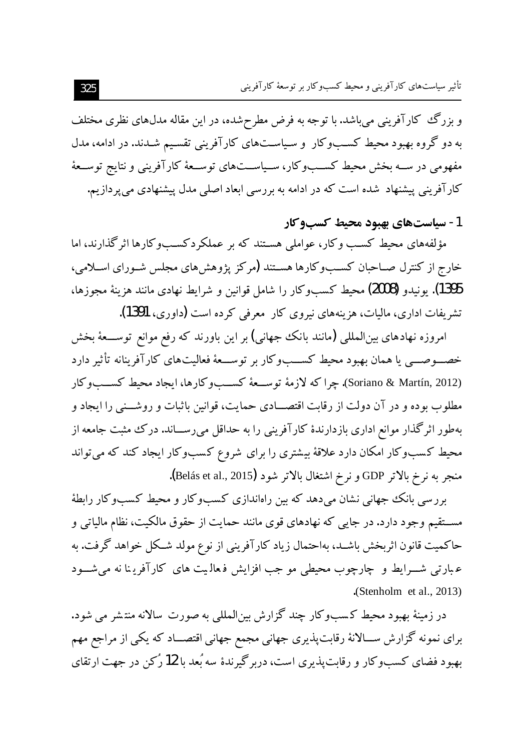و بزرگ کارآفرینی می‌باشد. با توجه به فرض مطرح‌شده، در این مقاله مدل‌های نظری مختلف به دو گروه بهبود محیط کسب‌وکار و سیاست‌های کارآفرینی تقسیم شدند. در ادامه، مدل مفهومی در سه بخش محیط کسب‌وکار، سیاست‌های توسعهٔ کارآفرینی و نتایج توسعهٔ کارآفرینی پیشنهاد شده است که در ادامه به بررسی ابعاد اصلی مدل پیشنهادی می‌پردازیم.

## 1- سیاست‌های بهبود محیط کسب‌وکار

مؤلفه‌های محیط کسب وکار، عواملی هستند که بر عملکرد کسب‌وکارها اثرگذارند، اما خارج از کنترل صاحبان کسب‌وکارها هستند (مرکز پژوهش‌های مجلس شورای اسلامی، 1395). یونیدو (2008) محیط کسب‌وکار را شامل قوانین و شرایط نهادی مانند هزینهٔ مجوزها، تشریفات اداری، مالیات، هزینه‌های نیروی کار معرفی کرده است (داوری، 1391).

امروزه نهادهای بین‌المللی (مانند بانک جهانی) بر این باورند که رفع موانع توسعهٔ بخش خصوصی یا همان بهبود محیط کسب‌وکار بر توسعهٔ فعالیت‌های کارآفرینانه تأثیر دارد (Soriano & Martín, 2012). چرا که لازمهٔ توسعهٔ کسب‌وکارها، ایجاد محیط کسب‌وکار مطلوب بوده و در آن دولت از رقابت اقتصادی حمایت، قوانین باثبات و روشنی را ایجاد و به‌طور اثرگذار موانع اداری بازدارندهٔ کارآفرینی را به حداقل می‌رساند. درک مثبت جامعه از محیط کسب‌وکار امکان دارد علاقهٔ بیشتری را برای شروع کسب‌وکار ایجاد کند که می‌تواند منجر به نرخ بالاتر GDP و نرخ اشتغال بالاتر شود (Belás et al., 2015).

بررسی بانک جهانی نشان می‌دهد که بین راه‌اندازی کسب‌وکار و محیط کسب‌وکار رابطهٔ مستقیم وجود دارد. در جایی که نهادهای قوی مانند حمایت از حقوق مالکیت، نظام مالیاتی و حاکمیت قانون اثربخش باشد، به‌احتمال زیاد کارآفرینی از نوع مولد شکل خواهد گرفت. به عبارتی شرایط و چارچوب محیطی موجب افزایش فعالیت های کارآفرینانه می‌شود (Stenholm et al., 2013).

در زمینهٔ بهبود محیط کسب‌وکار چند گزارش بین‌المللی به صورت سالانه منتشر می شود. برای نمونه گزارش سالانهٔ رقابت‌پذیری جهانی مجمع جهانی اقتصاد که یکی از مراجع مهم بهبود فضای کسب‌وکار و رقابت‌پذیری است، دربرگیرندهٔ سه بُعد با 12 رُکن در جهت ارتقای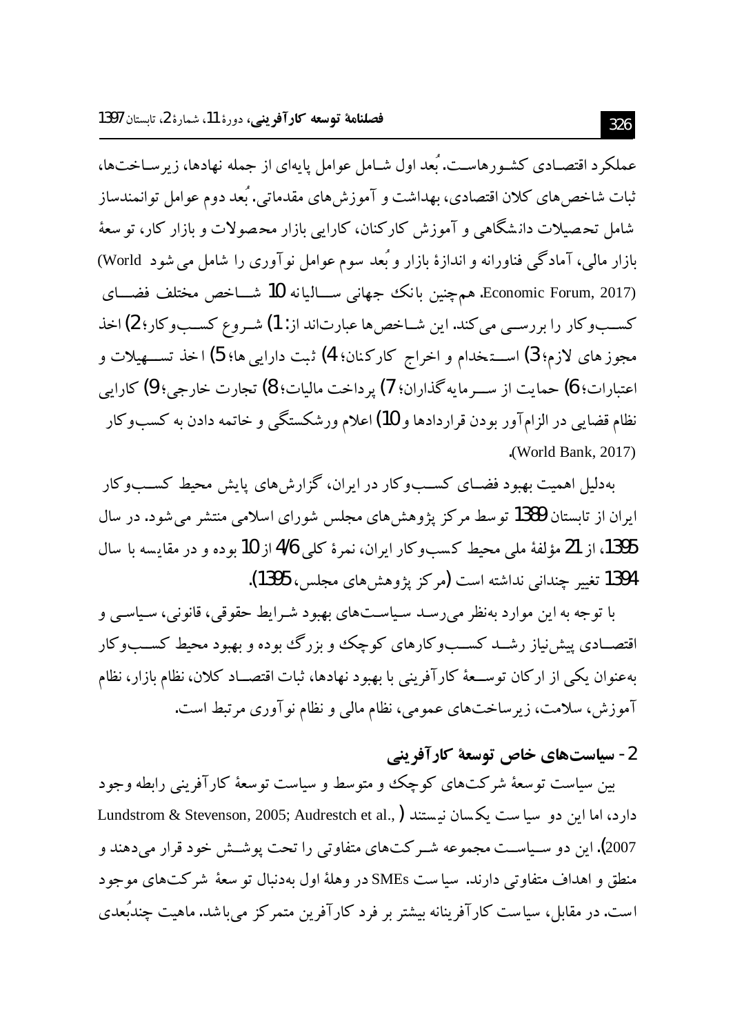عملکرد اقتصادی کشورهاست. بُعد اول شامل عوامل پایه‌ای از جمله نهادها، زیرساخت‌ها، ثبات شاخص‌های کلان اقتصادی، بهداشت و آموزش‌های مقدماتی. بُعد دوم عوامل توانمندساز شامل تحصیلات دانشگاهی و آموزش کارکنان، کارایی بازار محصولات و بازار کار، توسعهٔ بازار مالی، آمادگی فناورانه و اندازهٔ بازار و بُعد سوم عوامل نوآوری را شامل می‌شود (World Economic Forum, 2017). همچنین بانک جهانی سالیانه 10 شاخص مختلف فضای کسب‌وکار را بررسی می‌کند. این شاخص‌ها عبارت‌اند از: 1) شروع کسب‌وکار؛ 2) اخذ مجوزهای لازم؛ 3) استخدام و اخراج کارکنان؛ 4) ثبت دارایی‌ها؛ 5) اخذ تسهیلات و اعتبارات؛ 6) حمایت از سرمایه‌گذاران؛ 7) پرداخت مالیات؛ 8) تجارت خارجی؛ 9) کارایی نظام قضایی در الزام‌آور بودن قراردادها و 10) اعلام ورشکستگی و خاتمه دادن به کسب‌وکار (World Bank, 2017).

به‌دلیل اهمیت بهبود فضای کسب‌وکار در ایران، گزارش‌های پایش محیط کسب‌وکار ایران از تابستان 1389 توسط مرکز پژوهش‌های مجلس شورای اسلامی منتشر می‌شود. در سال 1395، از 21 مؤلفهٔ ملی محیط کسب‌وکار ایران، نمرهٔ کلی 4/6 از 10 بوده و در مقایسه با سال 1394 تغییر چندانی نداشته است (مرکز پژوهش‌های مجلس، 1395).

با توجه به این موارد به‌نظر می‌رسد سیاست‌های بهبود شرایط حقوقی، قانونی، سیاسی و اقتصادی پیش‌نیاز رشد کسب‌وکارهای کوچک و بزرگ بوده و بهبود محیط کسب‌وکار به‌عنوان یکی از ارکان توسعهٔ کارآفرینی با بهبود نهادها، ثبات اقتصاد کلان، نظام بازار، نظام آموزش، سلامت، زیرساخت‌های عمومی، نظام مالی و نظام نوآوری مرتبط است.

## 2- سیاست‌های خاص توسعهٔ کارآفرینی

بین سیاست توسعهٔ شرکت‌های کوچک و متوسط و سیاست توسعهٔ کارآفرینی رابطه وجود دارد، اما این دو سیاست یکسان نیستند (Lundstrom & Stevenson, 2005; Audrestch et al., 2007). این دو سیاست مجموعه شرکت‌های متفاوتی را تحت پوشش خود قرار می‌دهند و منطق و اهداف متفاوتی دارند. سیاست SMEs در وهلهٔ اول به‌دنبال توسعهٔ شرکت‌های موجود است. در مقابل، سیاست کارآفرینانه بیشتر بر فرد کارآفرین متمرکز می‌باشد. ماهیت چندبُعدی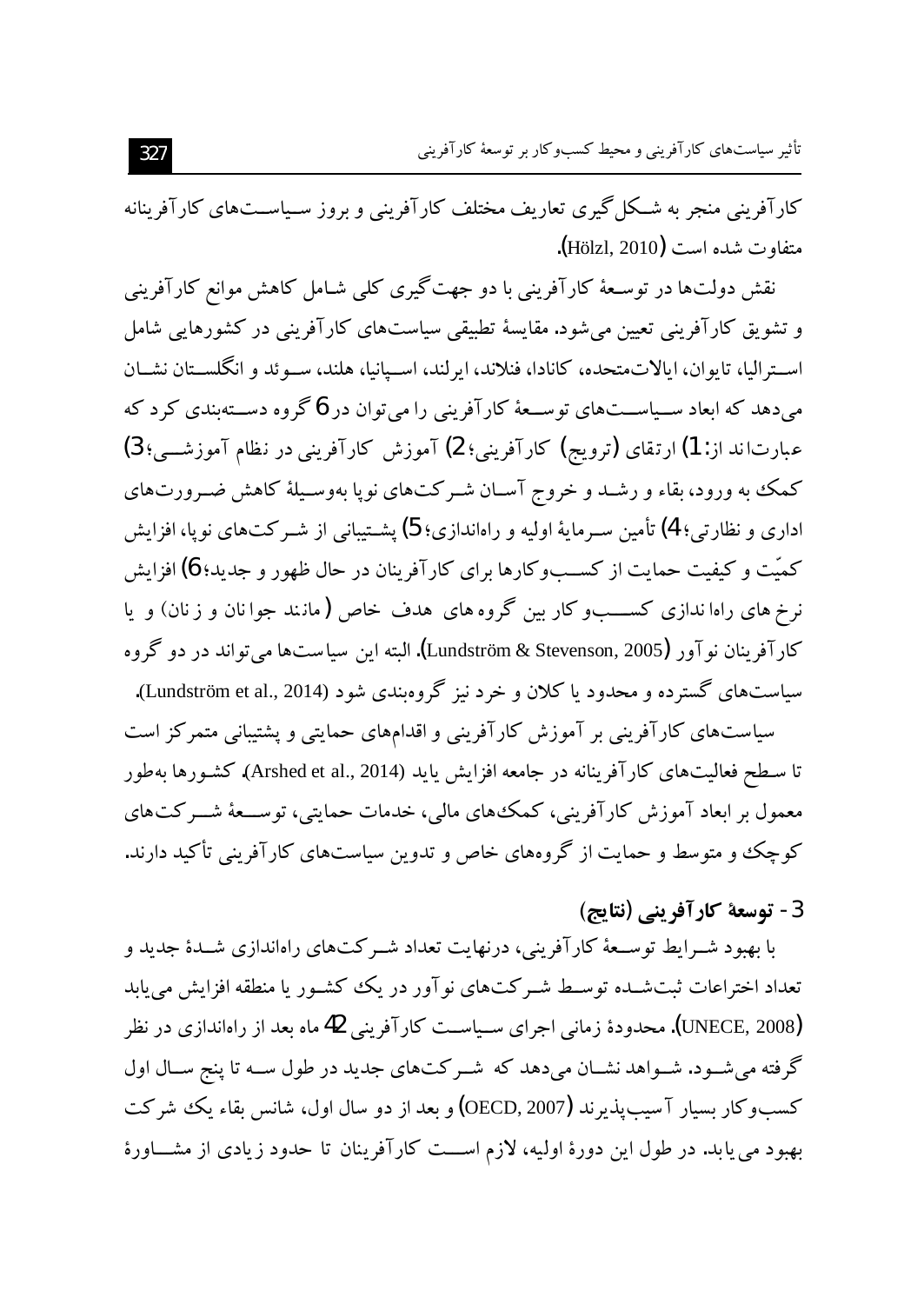کارآفرینی منجر به شکل‌گیری تعاریف مختلف کارآفرینی و بروز سیاست‌های کارآفرینانه متفاوت شده است (Hölzl, 2010).

نقش دولت‌ها در توسعۀ کارآفرینی با دو جهت‌گیری کلی شامل کاهش موانع کارآفرینی و تشویق کارآفرینی تعیین می‌شود. مقایسۀ تطبیقی سیاست‌های کارآفرینی در کشورهایی شامل استرالیا، تایوان، ایالات‌متحده، کانادا، فنلاند، ایرلند، اسپانیا، هلند، سوئد و انگلستان نشان می‌دهد که ابعاد سیاست‌های توسعۀ کارآفرینی را می‌توان در 6 گروه دسته‌بندی کرد که عبارت‌اند از: 1) ارتقای (ترویج) کارآفرینی؛ 2) آموزش کارآفرینی در نظام آموزشی؛ 3) کمک به ورود، بقاء و رشد و خروج آسان شرکت‌های نوپا به‌وسیلۀ کاهش ضرورت‌های اداری و نظارتی؛ 4) تأمین سرمایۀ اولیه و راه‌اندازی؛ 5) پشتیبانی از شرکت‌های نوپا، افزایش کمّیت و کیفیت حمایت از کسب‌وکارها برای کارآفرینان در حال ظهور و جدید؛ 6) افزایش نرخ های راه‌اندازی کسب‌وکار بین گروه‌های هدف خاص (مانند جوانان و زنان) و یا کارآفرینان نوآور (Lundström & Stevenson, 2005). البته این سیاست‌ها می‌تواند در دو گروه سیاست‌های گسترده و محدود یا کلان و خرد نیز گروه‌بندی شود (Lundström et al., 2014).

سیاست‌های کارآفرینی بر آموزش کارآفرینی و اقدام‌های حمایتی و پشتیبانی متمرکز است تا سطح فعالیت‌های کارآفرینانه در جامعه افزایش یابد (Arshed et al., 2014). کشورها به‌طور معمول بر ابعاد آموزش کارآفرینی، کمک‌های مالی، خدمات حمایتی، توسعۀ شرکت‌های کوچک و متوسط و حمایت از گروه‌های خاص و تدوین سیاست‌های کارآفرینی تأکید دارند.

### 3- توسعۀ کارآفرینی (نتایج)

با بهبود شرایط توسعۀ کارآفرینی، درنهایت تعداد شرکت‌های راه‌اندازی شدۀ جدید و تعداد اختراعات ثبت‌شده توسط شرکت‌های نوآور در یک کشور یا منطقه افزایش می‌یابد (UNECE, 2008). محدودۀ زمانی اجرای سیاست کارآفرینی 42 ماه بعد از راه‌اندازی در نظر گرفته می‌شود. شواهد نشان می‌دهد که شرکت‌های جدید در طول سه تا پنج سال اول کسب‌وکار بسیار آسیب‌پذیرند (OECD, 2007) و بعد از دو سال اول، شانس بقاء یک شرکت بهبود می‌یابد. در طول این دورۀ اولیه، لازم است کارآفرینان تا حدود زیادی از مشاورۀ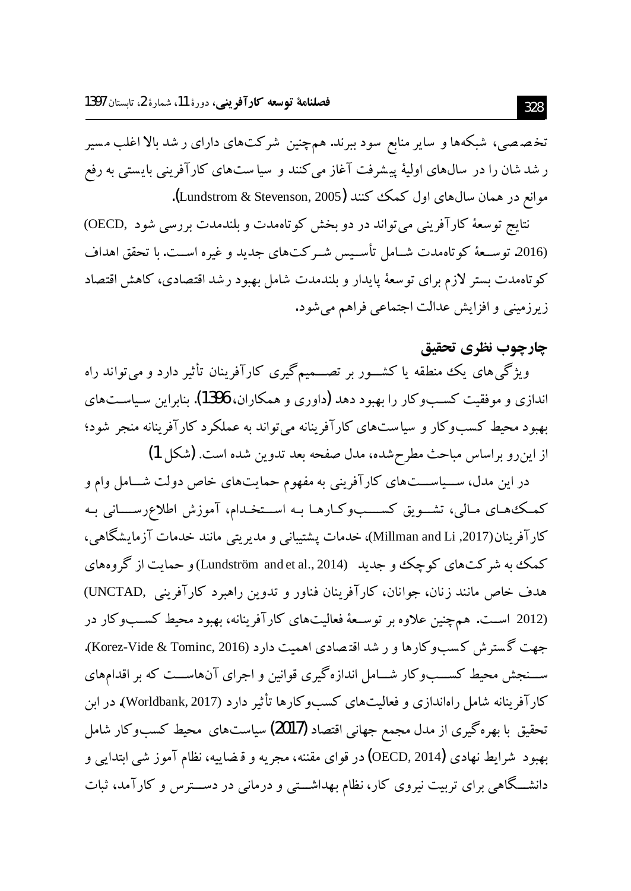تخصصی، شبکه‌ها و سایر منابع سود ببرند. هم‌چنین شرکت‌های دارای رشد بالا اغلب مسیر رشد شان را در سال‌های اولیهٔ پیشرفت آغاز می‌کنند و سیاست‌های کارآفرینی بایستی به رفع موانع در همان سال‌های اول کمک کنند (Lundstrom & Stevenson, 2005).

نتایج توسعهٔ کارآفرینی می‌تواند در دو بخش کوتاه‌مدت و بلندمدت بررسی شود (OECD, 2016). توسعهٔ کوتاه‌مدت شامل تأسیس شرکت‌های جدید و غیره است. با تحقق اهداف کوتاه‌مدت بستر لازم برای توسعهٔ پایدار و بلندمدت شامل بهبود رشد اقتصادی، کاهش اقتصاد زیرزمینی و افزایش عدالت اجتماعی فراهم می‌شود.

## چارچوب نظری تحقیق

ویژگی‌های یک منطقه یا کشور بر تصمیم‌گیری کارآفرینان تأثیر دارد و می‌تواند راه اندازی و موفقیت کسب‌وکار را بهبود دهد (داوری و همکاران، 1396). بنابراین سیاست‌های بهبود محیط کسب‌وکار و سیاست‌های کارآفرینانه می‌تواند به عملکرد کارآفرینانه منجر شود؛ از این‌رو براساس مباحث مطرح‌شده، مدل صفحه بعد تدوین شده است. (شکل 1)

در این مدل، سیاست‌های کارآفرینی به مفهوم حمایت‌های خاص دولت شامل وام و کمک‌های مالی، تشویق کسب‌وکارها به استخدام، آموزش اطلاع‌رسانی به کارآفرینان (Millman and Li ,2017)، خدمات پشتیبانی و مدیریتی مانند خدمات آزمایشگاهی، کمک به شرکت‌های کوچک و جدید (Lundström and et al., 2014) و حمایت از گروه‌های هدف خاص مانند زنان، جوانان، کارآفرینان فناور و تدوین راهبرد کارآفرینی (UNCTAD, 2012) است. هم‌چنین علاوه بر توسعهٔ فعالیت‌های کارآفرینانه، بهبود محیط کسب‌وکار در جهت گسترش کسب‌وکارها و رشد اقتصادی اهمیت دارد (Korez-Vide & Tominc, 2016). سنجش محیط کسب‌وکار شامل اندازه‌گیری قوانین و اجرای آن‌هاست که بر اقدام‌های کارآفرینانه شامل راه‌اندازی و فعالیت‌های کسب‌وکارها تأثیر دارد (Worldbank, 2017). در این تحقیق با بهره‌گیری از مدل مجمع جهانی اقتصاد (2017) سیاست‌های محیط کسب‌وکار شامل بهبود شرایط نهادی (OECD, 2014) در قوای مقننه، مجریه و قضاییه، نظام آموزشی ابتدایی و دانشگاهی برای تربیت نیروی کار، نظام بهداشتی و درمانی در دسترس و کارآمد، ثبات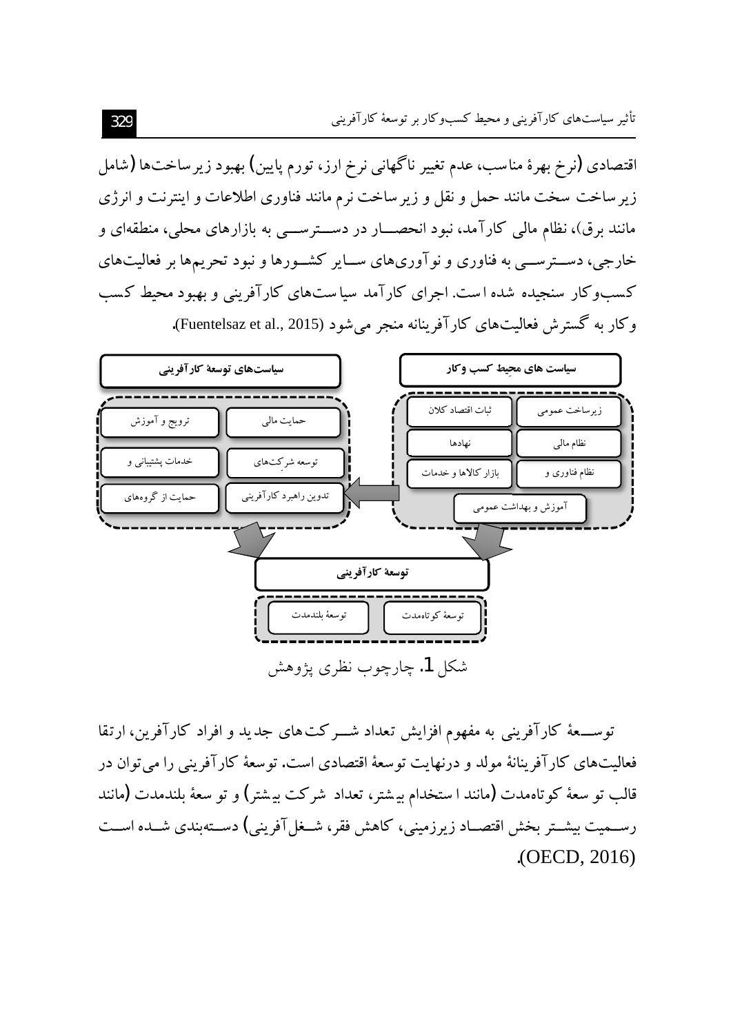اقتصادی (نرخ بهرهٔ مناسب، عدم تغییر ناگهانی نرخ ارز، تورم پایین) بهبود زیرساخت‌ها (شامل زیرساخت سخت مانند حمل و نقل و زیرساخت نرم مانند فناوری اطلاعات و اینترنت و انرژی مانند برق)، نظام مالی کارآمد، نبود انحصار در دسترسی به بازارهای محلی، منطقه‌ای و خارجی، دسترسی به فناوری و نوآوری‌های سایر کشورها و نبود تحریم‌ها بر فعالیت‌های کسب‌وکار سنجیده شده است. اجرای کارآمد سیاست‌های کارآفرینی و بهبود محیط کسب و کار به گسترش فعالیت‌های کارآفرینانه منجر می‌شود (Fuentelsaz et al., 2015).

**سیاست‌های توسعهٔ کارآفرینی**

- حمایت مالی
- ترویج و آموزش
- توسعه شرکت‌های
- خدمات پشتیبانی و
- تدوین راهبرد کارآفرینی
- حمایت از گروه‌های

**سیاست های محیط کسب و کار**

- زیرساخت عمومی
- ثبات اقتصاد کلان
- نظام مالی
- نهادها
- نظام فناوری و
- بازار کالاها و خدمات
- آموزش و بهداشت عمومی

**توسعهٔ کارآفرینی**

- توسعهٔ کوتاه‌مدت
- توسعهٔ بلندمدت

شکل 1. چارچوب نظری پژوهش

توسعهٔ کارآفرینی به مفهوم افزایش تعداد شرکت‌های جدید و افراد کارآفرین، ارتقا فعالیت‌های کارآفرینانهٔ مولد و درنهایت توسعهٔ اقتصادی است. توسعهٔ کارآفرینی را می‌توان در قالب توسعهٔ کوتاه‌مدت (مانند استخدام بیشتر، تعداد شرکت بیشتر) و توسعهٔ بلندمدت (مانند رسمیت بیشتر بخش اقتصاد زیرزمینی، کاهش فقر، شغل‌آفرینی) دسته‌بندی شده است (OECD, 2016).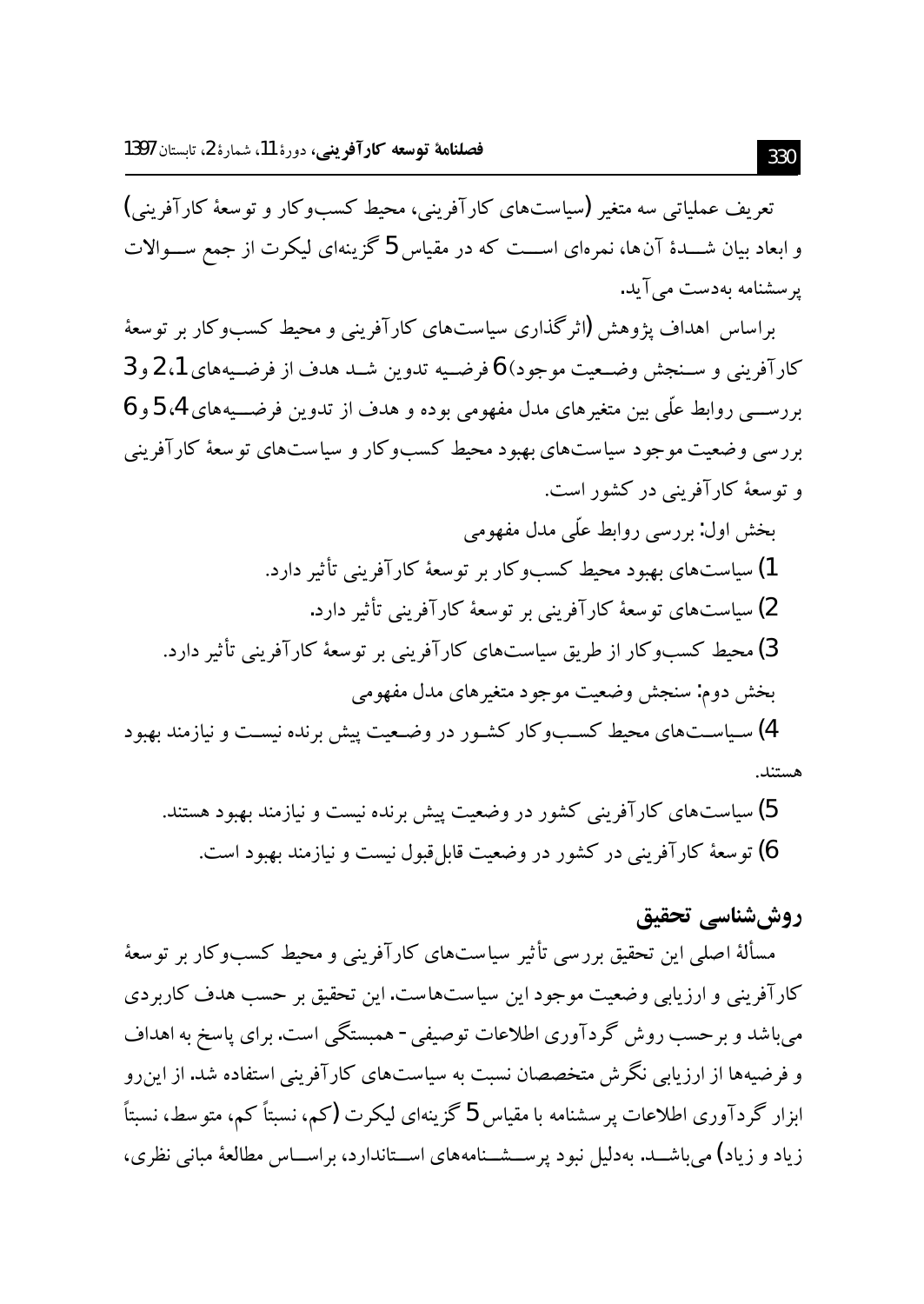تعریف عملیاتی سه متغیر (سیاست‌های کارآفرینی، محیط کسب‌وکار و توسعۀ کارآفرینی) و ابعاد بیان شدۀ آن‌ها، نمره‌ای است که در مقیاس 5 گزینه‌ای لیکرت از جمع سوالات پرسشنامه به‌دست می‌آید.

براساس اهداف پژوهش (اثرگذاری سیاست‌های کارآفرینی و محیط کسب‌وکار بر توسعۀ کارآفرینی و سنجش وضعیت موجود) 6 فرضیه تدوین شد هدف از فرضیه‌های 1، 2 و 3 بررسی روابط علّی بین متغیرهای مدل مفهومی بوده و هدف از تدوین فرضیه‌های 4، 5 و 6 بررسی وضعیت موجود سیاست‌های بهبود محیط کسب‌وکار و سیاست‌های توسعۀ کارآفرینی و توسعۀ کارآفرینی در کشور است.

بخش اول: بررسی روابط علّی مدل مفهومی

1) سیاست‌های بهبود محیط کسب‌وکار بر توسعۀ کارآفرینی تأثیر دارد.

2) سیاست‌های توسعۀ کارآفرینی بر توسعۀ کارآفرینی تأثیر دارد.

3) محیط کسب‌وکار از طریق سیاست‌های کارآفرینی بر توسعۀ کارآفرینی تأثیر دارد.

بخش دوم: سنجش وضعیت موجود متغیرهای مدل مفهومی

4) سیاست‌های محیط کسب‌وکار کشور در وضعیت پیش برنده نیست و نیازمند بهبود هستند.

5) سیاست‌های کارآفرینی کشور در وضعیت پیش برنده نیست و نیازمند بهبود هستند.

6) توسعۀ کارآفرینی در کشور در وضعیت قابل‌قبول نیست و نیازمند بهبود است.

## روش‌شناسی تحقیق

مسألۀ اصلی این تحقیق بررسی تأثیر سیاست‌های کارآفرینی و محیط کسب‌وکار بر توسعۀ کارآفرینی و ارزیابی وضعیت موجود این سیاست‌هاست. این تحقیق بر حسب هدف کاربردی می‌باشد و برحسب روش گردآوری اطلاعات توصیفی - همبستگی است. برای پاسخ به اهداف و فرضیه‌ها از ارزیابی نگرش متخصصان نسبت به سیاست‌های کارآفرینی استفاده شد. از این‌رو ابزار گردآوری اطلاعات پرسشنامه با مقیاس 5 گزینه‌ای لیکرت (کم، نسبتاً کم، متوسط، نسبتاً زیاد و زیاد) می‌باشد. به‌دلیل نبود پرسشنامه‌های استاندارد، براساس مطالعۀ مبانی نظری،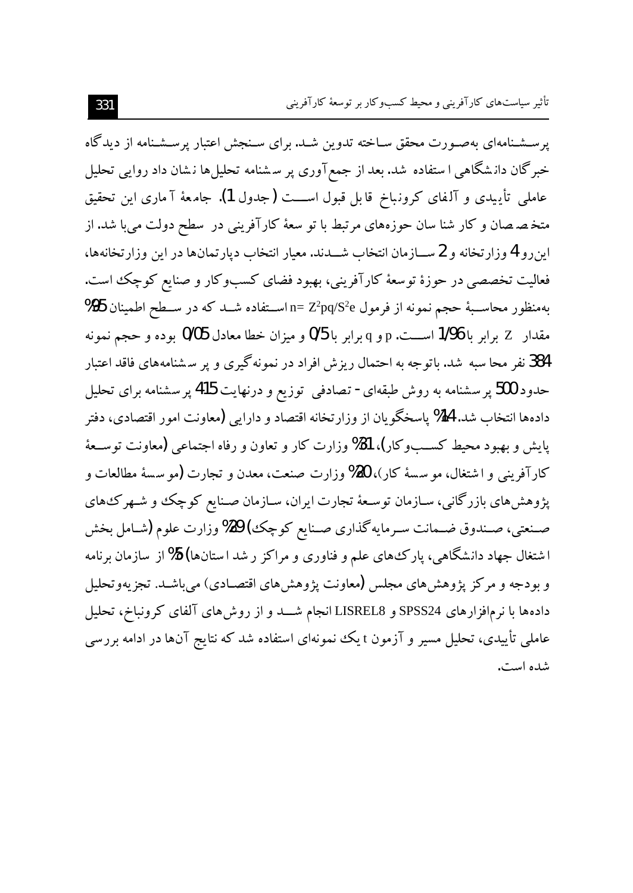پرسشنامه‌ای به‌صورت محقق ساخته تدوین شد. برای سنجش اعتبار پرسشنامه از دیدگاه خبرگان دانشگاهی استفاده شد. بعد از جمع‌آوری پرسشنامه تحلیل‌ها نشان داد روایی تحلیل عاملی تأییدی و آلفای کرونباخ قابل قبول است (جدول 1). جامعهٔ آماری این تحقیق متخصصان و کارشناسان حوزه‌های مرتبط با توسعهٔ کارآفرینی در سطح دولت می‌باشد. از این‌رو 4 وزارتخانه و 2 سازمان انتخاب شدند. معیار انتخاب دپارتمان‌ها در این وزارتخانه‌ها، فعالیت تخصصی در حوزهٔ توسعهٔ کارآفرینی، بهبود فضای کسب‌وکار و صنایع کوچک است. به‌منظور محاسبهٔ حجم نمونه از فرمول $n= Z^2pq/S^2e$ استفاده شد که در سطح اطمینان 95% مقدار Z برابر با 1/96 است. p و q برابر با 0/5 و میزان خطا معادل 0/05 بوده و حجم نمونه 384 نفر محاسبه شد. باتوجه به احتمال ریزش افراد در نمونه‌گیری و پرسشنامه‌های فاقد اعتبار حدود 500 پرسشنامه به روش طبقه‌ای - تصادفی توزیع و درنهایت 415 پرسشنامه برای تحلیل داده‌ها انتخاب شد. 14% پاسخگویان از وزارتخانه اقتصاد و دارایی (معاونت امور اقتصادی، دفتر پایش و بهبود محیط کسب‌وکار)، 31% وزارت کار و تعاون و رفاه اجتماعی (معاونت توسعهٔ کارآفرینی و اشتغال، موسسهٔ کار)، 20% وزارت صنعت، معدن و تجارت (موسسهٔ مطالعات و پژوهش‌های بازرگانی، سازمان توسعهٔ تجارت ایران، سازمان صنایع کوچک و شهرک‌های صنعتی، صندوق ضمانت سرمایه‌گذاری صنایع کوچک) 29% وزارت علوم (شامل بخش اشتغال جهاد دانشگاهی، پارک‌های علم و فناوری و مراکز رشد استان‌ها) 5% از سازمان برنامه و بودجه و مرکز پژوهش‌های مجلس (معاونت پژوهش‌های اقتصادی) می‌باشد. تجزیه‌وتحلیل داده‌ها با نرم‌افزارهای SPSS24 و LISREL8 انجام شد و از روش‌های آلفای کرونباخ، تحلیل عاملی تأییدی، تحلیل مسیر و آزمون t یک نمونه‌ای استفاده شد که نتایج آن‌ها در ادامه بررسی شده است.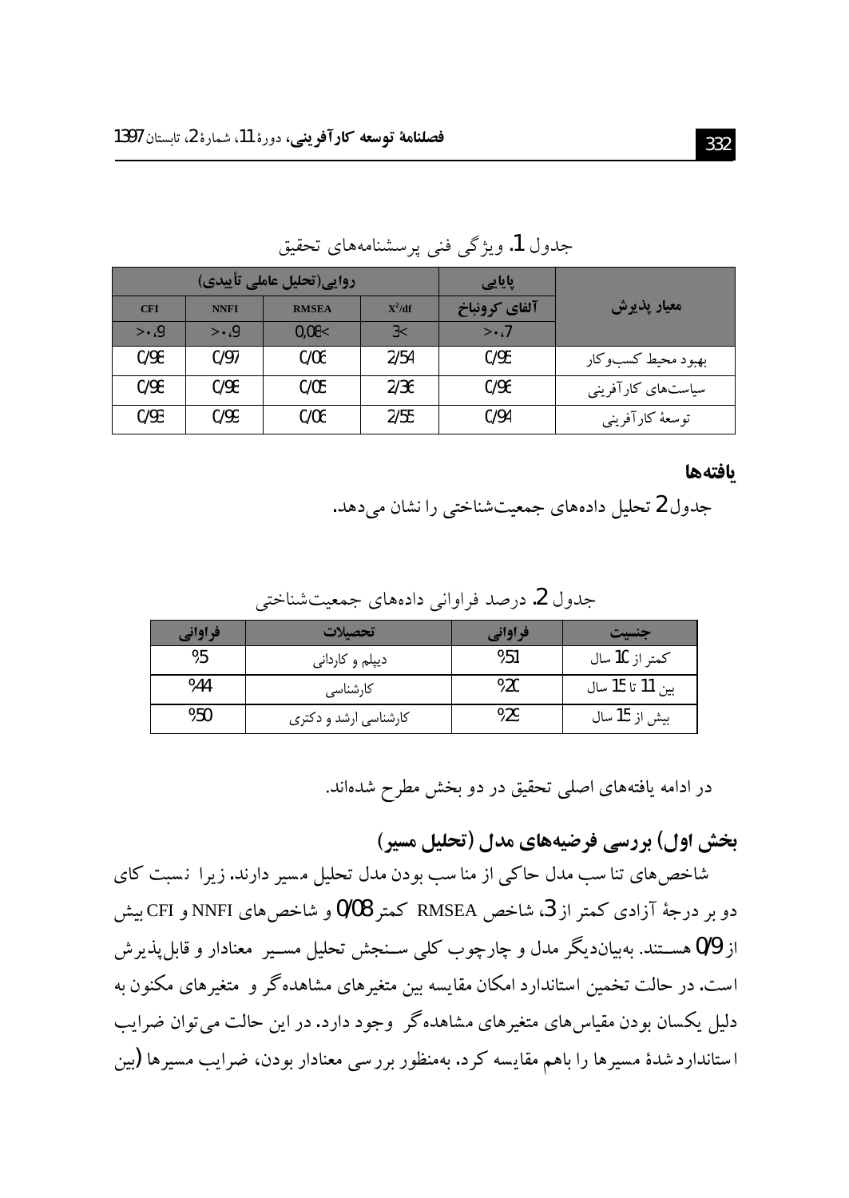جدول 1. ویژگی فنی پرسشنامه‌های تحقیق

| معیار پذیرش | پایایی | روایی(تحلیل عاملی تأییدی) | | | |
|---|---|---|---|---|---|
| | آلفای کرونباخ | $X^2/df$ | RMSEA | NNFI | CFI |
| | ۰/۷< | 3< | 0/08< | ۰/9< | ۰/9< |
| بهبود محیط کسب‌وکار | 0/95 | 2/54 | 0/06 | 0/97 | 0/98 |
| سیاست‌های کارآفرینی | 0/96 | 2/36 | 0/05 | 0/98 | 0/98 |
| توسعهٔ کارآفرینی | 0/94 | 2/55 | 0/06 | 0/99 | 0/93 |

## یافته‌ها

جدول 2 تحلیل داده‌های جمعیت‌شناختی را نشان می‌دهد.

جدول 2. درصد فراوانی داده‌های جمعیت‌شناختی

| جنسیت | فراوانی | تحصیلات | فراوانی |
|---|---|---|---|
| کمتر از 10 سال | %51 | دیپلم و کاردانی | %5 |
| بین 11 تا 15 سال | %20 | کارشناسی | %44 |
| بیش از 15 سال | %29 | کارشناسی ارشد و دکتری | %50 |

در ادامه یافته‌های اصلی تحقیق در دو بخش مطرح شده‌اند.

### بخش اول) بررسی فرضیه‌های مدل (تحلیل مسیر)

شاخص‌های تناسب مدل حاکی از مناسب بودن مدل تحلیل مسیر دارند. زیرا نسبت کای دو بر درجهٔ آزادی کمتر از 3، شاخص RMSEA کمتر 0/08 و شاخص‌های NNFI و CFI بیش از 0/9 هستند. به‌بیان‌دیگر مدل و چارچوب کلی سنجش تحلیل مسیر معنادار و قابل‌پذیرش است. در حالت تخمین استاندارد امکان مقایسه بین متغیرهای مشاهده‌گر و متغیرهای مکنون به دلیل یکسان بودن مقیاس‌های متغیرهای مشاهده‌گر وجود دارد. در این حالت می‌توان ضرایب استاندارد شدهٔ مسیرها را باهم مقایسه کرد. به‌منظور بررسی معنادار بودن، ضرایب مسیرها (بین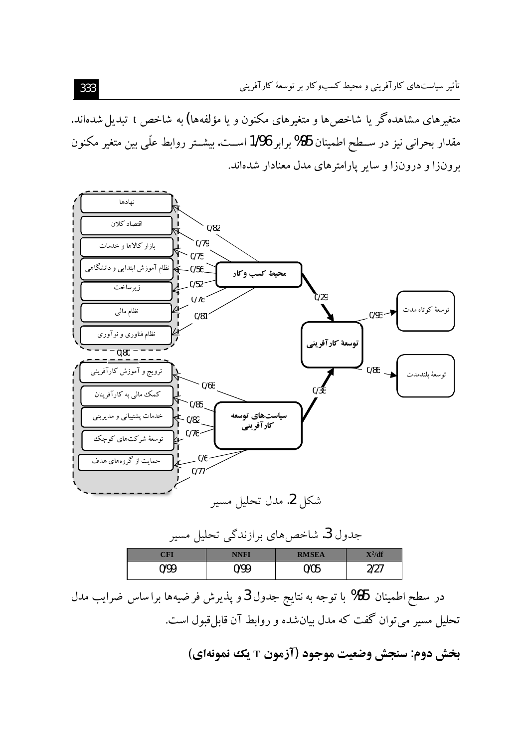متغیرهای مشاهده‌گر یا شاخص‌ها و متغیرهای مکنون و یا مؤلفه‌ها) به شاخص t تبدیل شده‌اند. مقدار بحرانی نیز در سطح اطمینان 95% برابر 1/96 است. بیشتر روابط علّی بین متغیر مکنون برون‌زا و درون‌زا و سایر پارامترهای مدل معنادار شده‌اند.

نهادها

اقتصاد کلان

بازار کالاها و خدمات

نظام آموزش ابتدایی و دانشگاهی

زیرساخت

نظام مالی

نظام فناوری و نوآوری

محیط کسب و کار

0/82 ، 0/79 ، 0/75 ، 0/56 ، 0/52 ، 0/78 ، 0/81

0/80

ترویج و آموزش کارآفرینی

کمک مالی به کارآفرینان

خدمات پشتیبانی و مدیریتی

توسعهٔ شرکت‌های کوچک

حمایت از گروه‌های هدف

سیاست‌های توسعه کارآفرینی

0/68 ، 0/85 ، 0/82 ، 0/76 ، 0/6 ، 0/77

0/29 ، 0/38

توسعهٔ کارآفرینی

0/93 توسعهٔ کوتاه مدت

0/86 توسعهٔ بلندمدت

شکل 2. مدل تحلیل مسیر

جدول 3. شاخص‌های برازندگی تحلیل مسیر

| CFI | NNFI | RMSEA | $X^2/df$ |
| --- | --- | --- | --- |
| 0/99 | 0/99 | 0/05 | 2/27 |

در سطح اطمینان 95% با توجه به نتایج جدول 3 و پذیرش فرضیه‌ها براساس ضرایب مدل تحلیل مسیر می‌توان گفت که مدل بیان‌شده و روابط آن قابل‌قبول است.

### بخش دوم: سنجش وضعیت موجود (آزمون T یک نمونه‌ای)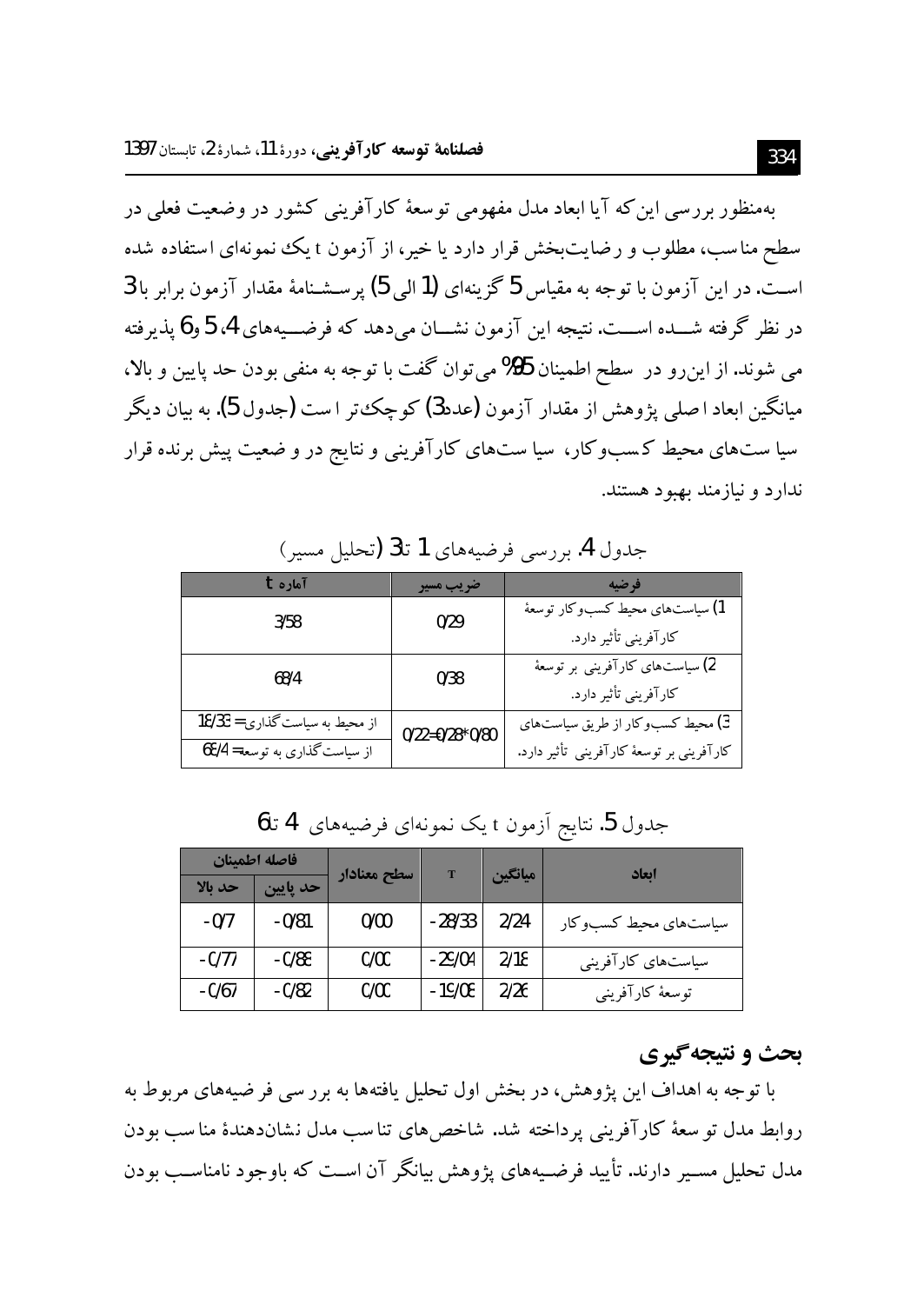به‌منظور بررسی این‌که آیا ابعاد مدل مفهومی توسعهٔ کارآفرینی کشور در وضعیت فعلی در سطح مناسب، مطلوب و رضایت‌بخش قرار دارد یا خیر، از آزمون t یک نمونه‌ای استفاده شده است. در این آزمون با توجه به مقیاس 5 گزینه‌ای (1 الی 5) پرسشنامهٔ مقدار آزمون برابر با 3 در نظر گرفته شده است. نتیجه این آزمون نشان می‌دهد که فرضیه‌های 4، 5 و 6 پذیرفته می شوند. از این‌رو در سطح اطمینان 95% می‌توان گفت با توجه به منفی بودن حد پایین و بالا، میانگین ابعاد اصلی پژوهش از مقدار آزمون (عدد 3) کوچک‌تر است (جدول 5). به بیان دیگر سیاست‌های محیط کسب‌وکار، سیاست‌های کارآفرینی و نتایج در وضعیت پیش برنده قرار ندارد و نیازمند بهبود هستند.

جدول 4. بررسی فرضیه‌های 1 تا 3 (تحلیل مسیر)

| فرضیه | ضریب مسیر | آماره t |
|---|---|---|
| 1) سیاست‌های محیط کسب‌وکار توسعهٔ کارآفرینی تأثیر دارد. | 0/29 | 3/58 |
| 2) سیاست‌های کارآفرینی بر توسعهٔ کارآفرینی تأثیر دارد. | 0/38 | 6/84 |
| 3) محیط کسب‌وکار از طریق سیاست‌های کارآفرینی بر توسعهٔ کارآفرینی تأثیر دارد. | 0/22=0/28*0/80 | از محیط به سیاست‌گذاری= 18/33 |
| | | از سیاست‌گذاری به توسعه= 6/84 |

جدول 5. نتایج آزمون t یک نمونه‌ای فرضیه‌های 4 تا 6

| ابعاد | میانگین | T | سطح معنادار | فاصله اطمینان | |
|---|---|---|---|---|---|
| | | | | حد پایین | حد بالا |
| سیاست‌های محیط کسب‌وکار | 2/24 | -28/33 | 0/00 | -0/81 | -0/7 |
| سیاست‌های کارآفرینی | 2/18 | -29/04 | 0/00 | -0/88 | -0/77 |
| توسعهٔ کارآفرینی | 2/26 | -19/08 | 0/00 | -0/82 | -0/67 |

## بحث و نتیجه‌گیری

با توجه به اهداف این پژوهش، در بخش اول تحلیل یافته‌ها به بررسی فرضیه‌های مربوط به روابط مدل توسعهٔ کارآفرینی پرداخته شد. شاخص‌های تناسب مدل نشان‌دهندهٔ مناسب بودن مدل تحلیل مسیر دارند. تأیید فرضیه‌های پژوهش بیانگر آن است که باوجود نامناسب بودن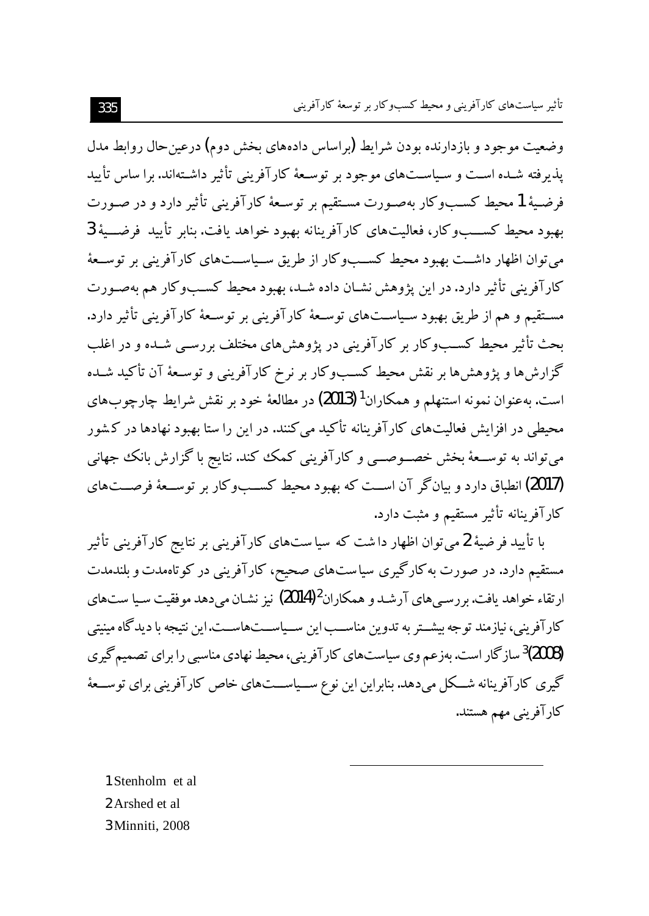وضعیت موجود و بازدارنده بودن شرایط (براساس داده‌های بخش دوم) درعین‌حال روابط مدل پذیرفته شده است و سیاست‌های موجود بر توسعهٔ کارآفرینی تأثیر داشته‌اند. برا ساس تأیید فرضیهٔ 1 محیط کسب‌وکار به‌صورت مستقیم بر توسعهٔ کارآفرینی تأثیر دارد و در صورت بهبود محیط کسب‌وکار، فعالیت‌های کارآفرینانه بهبود خواهد یافت. بنابر تأیید فرضیهٔ 3 می‌توان اظهار داشت بهبود محیط کسب‌وکار از طریق سیاست‌های کارآفرینی بر توسعهٔ کارآفرینی تأثیر دارد. در این پژوهش نشان داده شد، بهبود محیط کسب‌وکار هم به‌صورت مستقیم و هم از طریق بهبود سیاست‌های توسعهٔ کارآفرینی بر توسعهٔ کارآفرینی تأثیر دارد. بحث تأثیر محیط کسب‌وکار بر کارآفرینی در پژوهش‌های مختلف بررسی شده و در اغلب گزارش‌ها و پژوهش‌ها بر نقش محیط کسب‌وکار بر نرخ کارآفرینی و توسعهٔ آن تأکید شده است. به‌عنوان نمونه استنهلم و همکاران[1] (2013) در مطالعهٔ خود بر نقش شرایط چارچوب‌های محیطی در افزایش فعالیت‌های کارآفرینانه تأکید می‌کنند. در این را ستا بهبود نهادها در کشور می‌تواند به توسعهٔ بخش خصوصی و کارآفرینی کمک کند. نتایج با گزارش بانک جهانی (2017) انطباق دارد و بیان‌گر آن است که بهبود محیط کسب‌وکار بر توسعهٔ فرصت‌های کارآفرینانه تأثیر مستقیم و مثبت دارد.

با تأیید فرضیهٔ 2 می‌توان اظهار داشت که سیاست‌های کارآفرینی بر نتایج کارآفرینی تأثیر مستقیم دارد. در صورت به‌کارگیری سیاست‌های صحیح، کارآفرینی در کوتاه‌مدت و بلندمدت ارتقاء خواهد یافت. بررسی‌های آرشد و همکاران[2] (2014) نیز نشان می‌دهد موفقیت سیاست‌های کارآفرینی، نیازمند توجه بیشتر به تدوین مناسب این سیاست‌هاست. این نتیجه با دیدگاه مینیتی (2008)[3] سازگار است. به‌زعم وی سیاست‌های کارآفرینی، محیط نهادی مناسبی را برای تصمیم‌گیری گیری کارآفرینانه شکل می‌دهد. بنابراین این نوع سیاست‌های خاص کارآفرینی برای توسعهٔ کارآفرینی مهم هستند.

---

1 Stenholm et al

2 Arshed et al

3 Minniti, 2008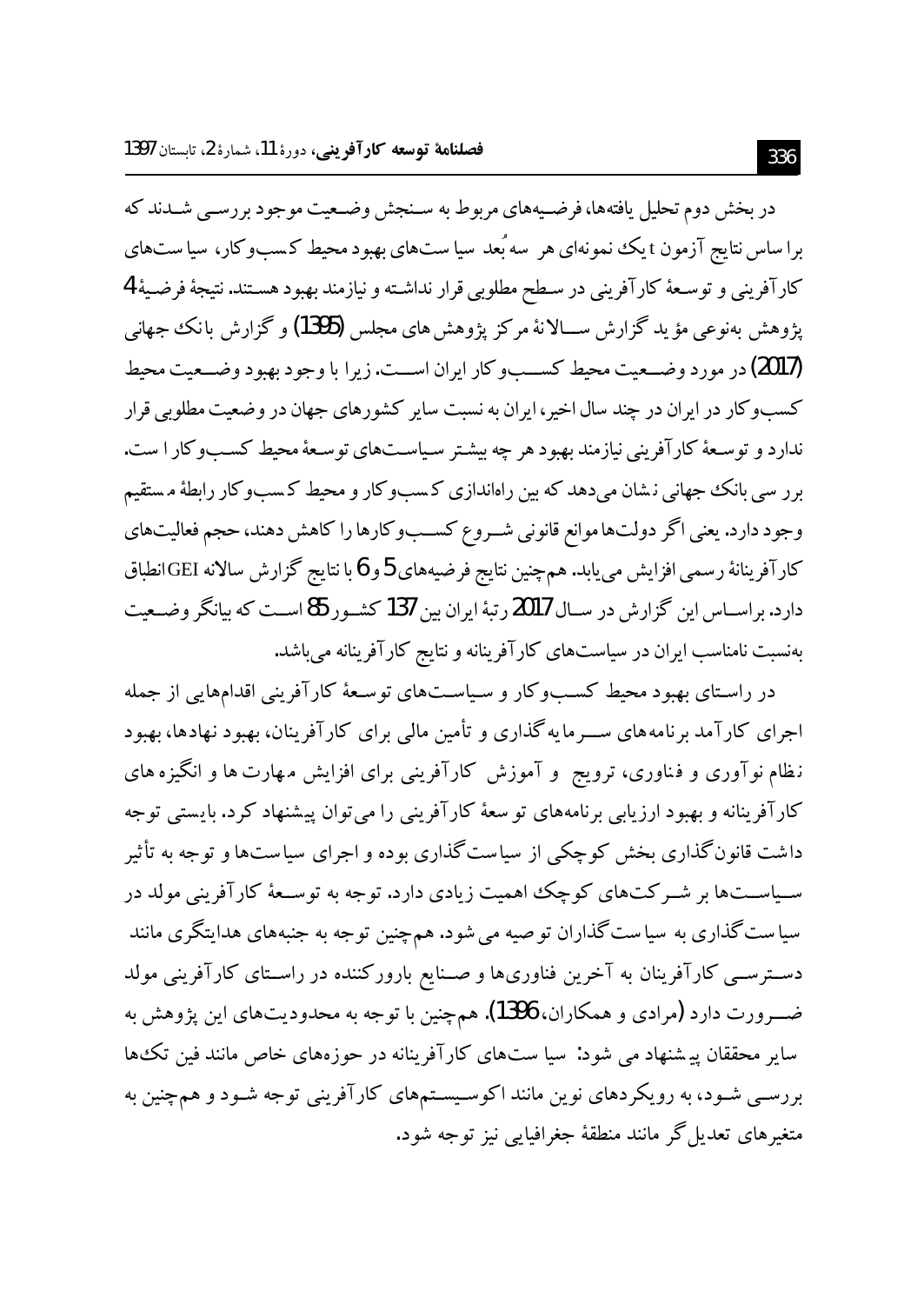در بخش دوم تحلیل یافته‌ها، فرضیه‌های مربوط به سنجش وضعیت موجود بررسی شدند که براساس نتایج آزمون t یک نمونه‌ای هر سه بُعد سیاست‌های بهبود محیط کسب‌وکار، سیاست‌های کارآفرینی و توسعهٔ کارآفرینی در سطح مطلوبی قرار نداشته و نیازمند بهبود هستند. نتیجهٔ فرضیهٔ 4 پژوهش به‌نوعی مؤید گزارش سالانهٔ مرکز پژوهش‌های مجلس (1395) و گزارش بانک جهانی (2017) در مورد وضعیت محیط کسب‌وکار ایران است. زیرا با وجود بهبود وضعیت محیط کسب‌وکار در ایران در چند سال اخیر، ایران به نسبت سایر کشورهای جهان در وضعیت مطلوبی قرار ندارد و توسعهٔ کارآفرینی نیازمند بهبود هر چه بیشتر سیاست‌های توسعهٔ محیط کسب‌وکار است. بررسی بانک جهانی نشان می‌دهد که بین راه‌اندازی کسب‌وکار و محیط کسب‌وکار رابطهٔ مستقیم وجود دارد. یعنی اگر دولت‌ها موانع قانونی شروع کسب‌وکارها را کاهش دهند، حجم فعالیت‌های کارآفرینانهٔ رسمی افزایش می‌یابد. همچنین نتایج فرضیه‌های 5 و 6 با نتایج گزارش سالانه GEI انطباق دارد. براساس این گزارش در سال 2017 رتبهٔ ایران بین 137 کشور 85 است که بیانگر وضعیت به‌نسبت نامناسب ایران در سیاست‌های کارآفرینانه و نتایج کارآفرینانه می‌باشد.

در راستای بهبود محیط کسب‌وکار و سیاست‌های توسعهٔ کارآفرینی اقدام‌هایی از جمله اجرای کارآمد برنامه‌های سرمایه‌گذاری و تأمین مالی برای کارآفرینان، بهبود نهادها، بهبود نظام نوآوری و فناوری، ترویج و آموزش کارآفرینی برای افزایش مهارت‌ها و انگیزه‌های کارآفرینانه و بهبود ارزیابی برنامه‌های توسعهٔ کارآفرینی را می‌توان پیشنهاد کرد. بایستی توجه داشت قانون‌گذاری بخش کوچکی از سیاست‌گذاری بوده و اجرای سیاست‌ها و توجه به تأثیر سیاست‌ها بر شرکت‌های کوچک اهمیت زیادی دارد. توجه به توسعهٔ کارآفرینی مولد در سیاست‌گذاری به سیاست‌گذاران توصیه می‌شود. همچنین توجه به جنبه‌های هدایتگری مانند دسترسی کارآفرینان به آخرین فناوری‌ها و صنایع بارورکننده در راستای کارآفرینی مولد ضرورت دارد (مرادی و همکاران، 1396). همچنین با توجه به محدودیت‌های این پژوهش به سایر محققان پیشنهاد می‌شود: سیاست‌های کارآفرینانه در حوزه‌های خاص مانند فین تک‌ها بررسی شود، به رویکردهای نوین مانند اکوسیستم‌های کارآفرینی توجه شود و همچنین به متغیرهای تعدیل‌گر مانند منطقهٔ جغرافیایی نیز توجه شود.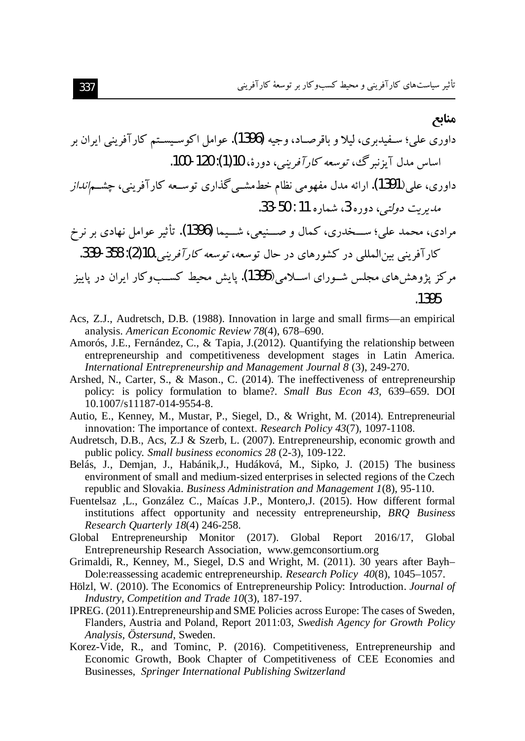## منابع

داوری علی؛ سفیدبری، لیلا و باقرصاد، وجیه (1396). عوامل اکوسیستم کارآفرینی ایران بر اساس مدل آیزنبرگ، *توسعه کارآفرینی*، دورۀ، 10(1): 120-100.

داوری، علی(1391). ارائه مدل مفهومی نظام خط‌مشی‌گذاری توسعه کارآفرینی، چشم*انداز مدیریت دولتی*، دوره 3، شماره 11 : 50-33.

مرادی، محمد علی؛ سخدری، کمال و صنیعی، شیما (1396). تأثیر عوامل نهادی بر نرخ کارآفرینی بین‌المللی در کشورهای در حال توسعه، *توسعه کارآفرینی*،10(2): 358-339.

مرکز پژوهش‌های مجلس شورای اسلامی(1395). پایش محیط کسب‌وکار ایران در پاییز 1395.

Acs, Z.J., Audretsch, D.B. (1988). Innovation in large and small firms—an empirical analysis. *American Economic Review 78*(4), 678–690.

Amorós, J.E., Fernández, C., & Tapia, J.(2012). Quantifying the relationship between entrepreneurship and competitiveness development stages in Latin America. *International Entrepreneurship and Management Journal 8* (3), 249-270.

Arshed, N., Carter, S., & Mason., C. (2014). The ineffectiveness of entrepreneurship policy: is policy formulation to blame?. *Small Bus Econ 43*, 639–659. DOI 10.1007/s11187-014-9554-8.

Autio, E., Kenney, M., Mustar, P., Siegel, D., & Wright, M. (2014). Entrepreneurial innovation: The importance of context. *Research Policy 43*(7), 1097-1108.

Audretsch, D.B., Acs, Z.J & Szerb, L. (2007). Entrepreneurship, economic growth and public policy. *Small business economics 28* (2-3), 109-122.

Belás, J., Demjan, J., Habánik,J., Hudáková, M., Sipko, J. (2015) The business environment of small and medium-sized enterprises in selected regions of the Czech republic and Slovakia. *Business Administration and Management 1*(8), 95-110.

Fuentelsaz ,L., González C., Maícas J.P., Montero,J. (2015). How different formal institutions affect opportunity and necessity entrepreneurship, *BRQ Business Research Quarterly 18*(4) 246-258.

Global Entrepreneurship Monitor (2017). Global Report 2016/17, Global Entrepreneurship Research Association, www.gemconsortium.org

Grimaldi, R., Kenney, M., Siegel, D.S and Wright, M. (2011). 30 years after Bayh–Dole:reassessing academic entrepreneurship. *Research Policy 40*(8), 1045–1057.

Hölzl, W. (2010). The Economics of Entrepreneurship Policy: Introduction. *Journal of Industry, Competition and Trade 10*(3), 187-197.

IPREG. (2011).Entrepreneurship and SME Policies across Europe: The cases of Sweden, Flanders, Austria and Poland, Report 2011:03, *Swedish Agency for Growth Policy Analysis, Östersund*, Sweden.

Korez-Vide, R., and Tominc, P. (2016). Competitiveness, Entrepreneurship and Economic Growth, Book Chapter of Competitiveness of CEE Economies and Businesses, *Springer International Publishing Switzerland*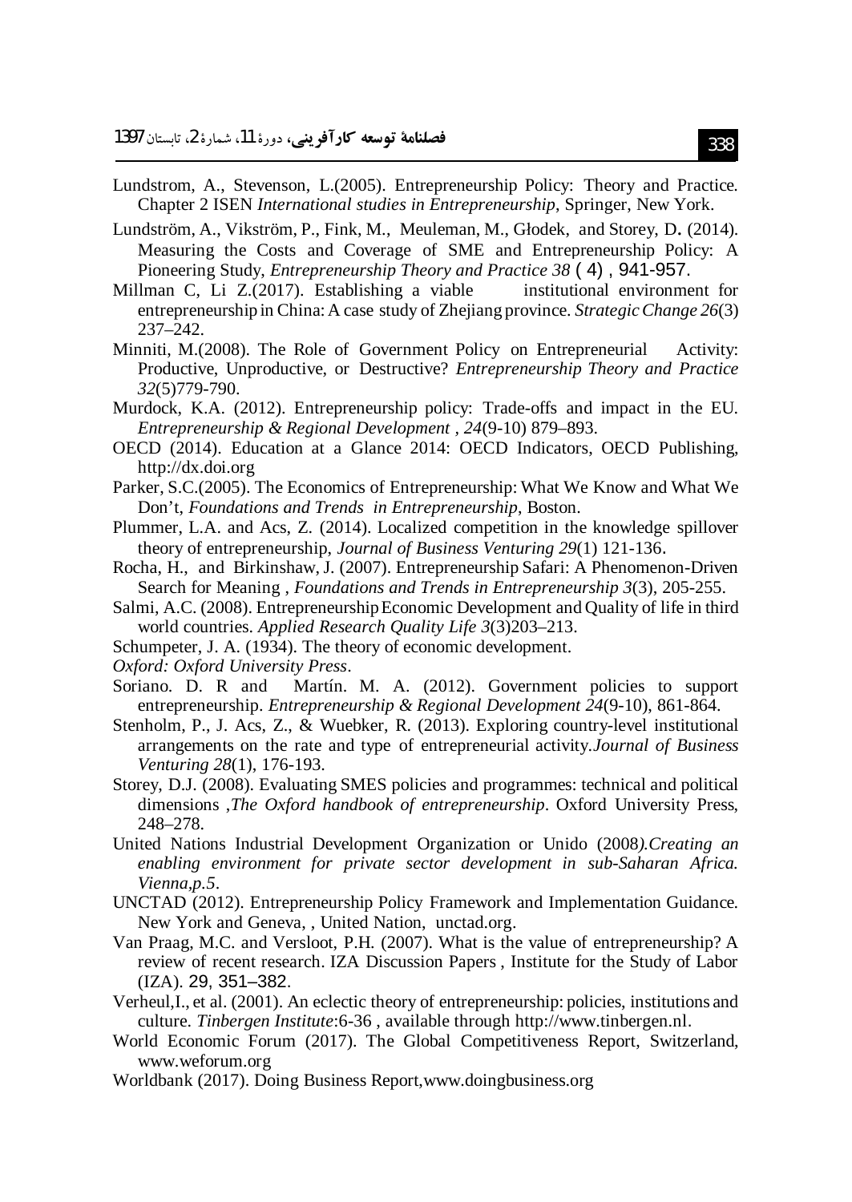Lundstrom, A., Stevenson, L.(2005). Entrepreneurship Policy: Theory and Practice. Chapter 2 ISEN *International studies in Entrepreneurship*, Springer, New York.

Lundström, A., Vikström, P., Fink, M., Meuleman, M., Głodek, and Storey, D. (2014). Measuring the Costs and Coverage of SME and Entrepreneurship Policy: A Pioneering Study, *Entrepreneurship Theory and Practice 38* ( 4) , 941-957.

Millman C, Li Z.(2017). Establishing a viable institutional environment for entrepreneurship in China: A case study of Zhejiang province. *Strategic Change 26*(3) 237–242.

Minniti, M.(2008). The Role of Government Policy on Entrepreneurial Activity: Productive, Unproductive, or Destructive? *Entrepreneurship Theory and Practice 32*(5)779-790.

Murdock, K.A. (2012). Entrepreneurship policy: Trade-offs and impact in the EU. *Entrepreneurship & Regional Development , 24*(9-10) 879–893.

OECD (2014). Education at a Glance 2014: OECD Indicators, OECD Publishing, http://dx.doi.org

Parker, S.C.(2005). The Economics of Entrepreneurship: What We Know and What We Don't, *Foundations and Trends in Entrepreneurship*, Boston.

Plummer, L.A. and Acs, Z. (2014). Localized competition in the knowledge spillover theory of entrepreneurship, *Journal of Business Venturing 29*(1) 121-136.

Rocha, H., and Birkinshaw, J. (2007). Entrepreneurship Safari: A Phenomenon-Driven Search for Meaning , *Foundations and Trends in Entrepreneurship 3*(3), 205-255.

Salmi, A.C. (2008). Entrepreneurship Economic Development and Quality of life in third world countries. *Applied Research Quality Life 3*(3)203–213.

Schumpeter, J. A. (1934). The theory of economic development.

*Oxford: Oxford University Press*.

Soriano. D. R and Martín. M. A. (2012). Government policies to support entrepreneurship. *Entrepreneurship & Regional Development 24*(9-10), 861-864.

Stenholm, P., J. Acs, Z., & Wuebker, R. (2013). Exploring country-level institutional arrangements on the rate and type of entrepreneurial activity.*Journal of Business Venturing 28*(1), 176-193.

Storey, D.J. (2008). Evaluating SMES policies and programmes: technical and political dimensions ,*The Oxford handbook of entrepreneurship*. Oxford University Press, 248–278.

United Nations Industrial Development Organization or Unido (2008*).Creating an enabling environment for private sector development in sub-Saharan Africa. Vienna,p.5*.

UNCTAD (2012). Entrepreneurship Policy Framework and Implementation Guidance. New York and Geneva, , United Nation, unctad.org.

Van Praag, M.C. and Versloot, P.H. (2007). What is the value of entrepreneurship? A review of recent research. IZA Discussion Papers , Institute for the Study of Labor (IZA). 29, 351–382.

Verheul,I., et al. (2001). An eclectic theory of entrepreneurship: policies, institutions and culture. *Tinbergen Institute*:6-36 , available through http://www.tinbergen.nl.

World Economic Forum (2017). The Global Competitiveness Report, Switzerland, www.weforum.org

Worldbank (2017). Doing Business Report,www.doingbusiness.org